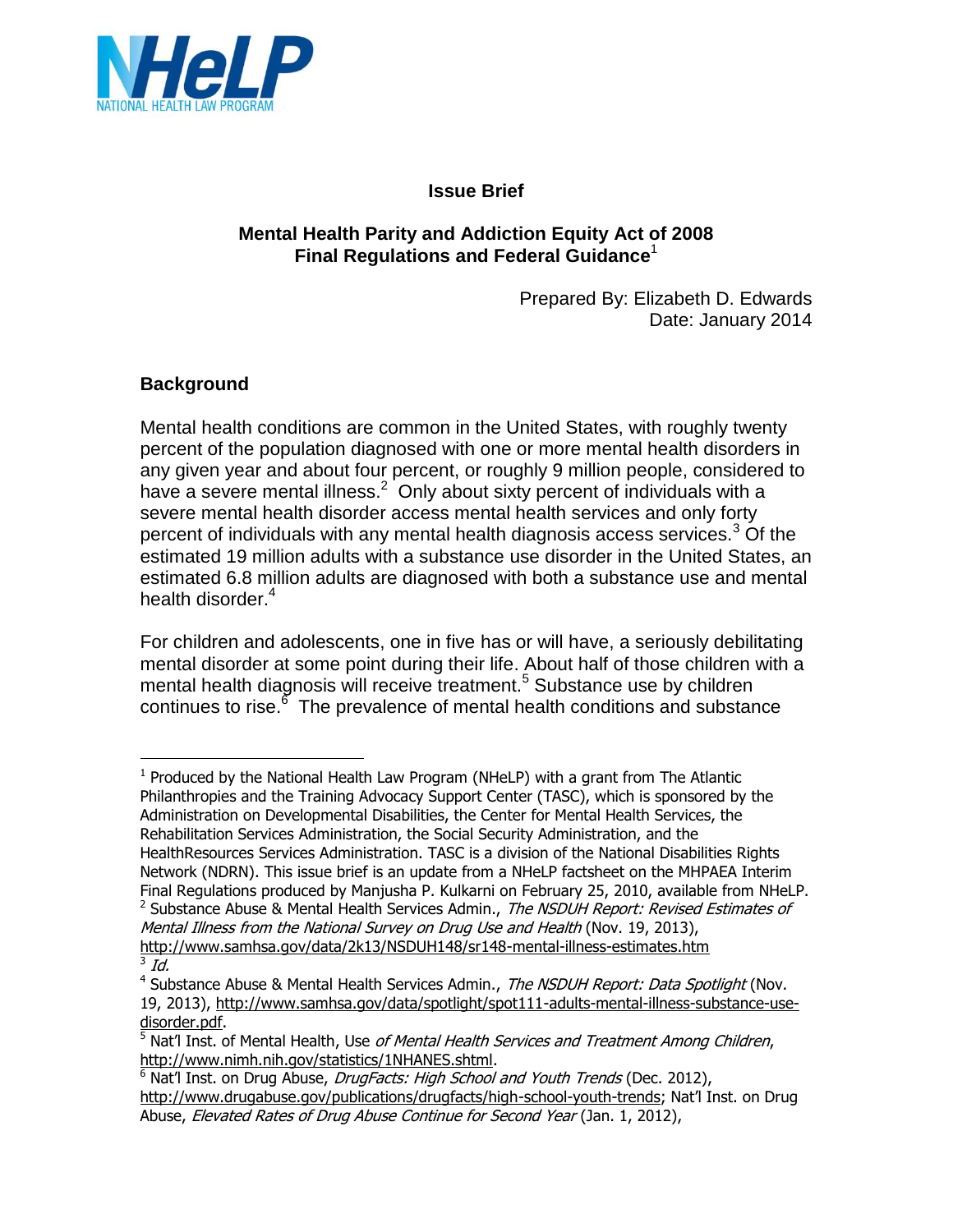NHeLP
NATIONAL HEALTH LAW PROGRAM

**Issue Brief**

**Mental Health Parity and Addiction Equity Act of 2008**
**Final Regulations and Federal Guidance**[1]

Prepared By: Elizabeth D. Edwards
Date: January 2014

## Background

Mental health conditions are common in the United States, with roughly twenty percent of the population diagnosed with one or more mental health disorders in any given year and about four percent, or roughly 9 million people, considered to have a severe mental illness.[2] Only about sixty percent of individuals with a severe mental health disorder access mental health services and only forty percent of individuals with any mental health diagnosis access services.[3] Of the estimated 19 million adults with a substance use disorder in the United States, an estimated 6.8 million adults are diagnosed with both a substance use and mental health disorder.[4]

For children and adolescents, one in five has or will have, a seriously debilitating mental disorder at some point during their life. About half of those children with a mental health diagnosis will receive treatment.[5] Substance use by children continues to rise.[6] The prevalence of mental health conditions and substance

---

[1] Produced by the National Health Law Program (NHeLP) with a grant from The Atlantic Philanthropies and the Training Advocacy Support Center (TASC), which is sponsored by the Administration on Developmental Disabilities, the Center for Mental Health Services, the Rehabilitation Services Administration, the Social Security Administration, and the HealthResources Services Administration. TASC is a division of the National Disabilities Rights Network (NDRN). This issue brief is an update from a NHeLP factsheet on the MHPAEA Interim Final Regulations produced by Manjusha P. Kulkarni on February 25, 2010, available from NHeLP.

[2] Substance Abuse & Mental Health Services Admin., *The NSDUH Report: Revised Estimates of Mental Illness from the National Survey on Drug Use and Health* (Nov. 19, 2013), http://www.samhsa.gov/data/2k13/NSDUH148/sr148-mental-illness-estimates.htm

[3] *Id.*

[4] Substance Abuse & Mental Health Services Admin., *The NSDUH Report: Data Spotlight* (Nov. 19, 2013), http://www.samhsa.gov/data/spotlight/spot111-adults-mental-illness-substance-use-disorder.pdf.

[5] Nat'l Inst. of Mental Health, Use *of Mental Health Services and Treatment Among Children*, http://www.nimh.nih.gov/statistics/1NHANES.shtml.

[6] Nat'l Inst. on Drug Abuse, *DrugFacts: High School and Youth Trends* (Dec. 2012), http://www.drugabuse.gov/publications/drugfacts/high-school-youth-trends; Nat'l Inst. on Drug Abuse, *Elevated Rates of Drug Abuse Continue for Second Year* (Jan. 1, 2012),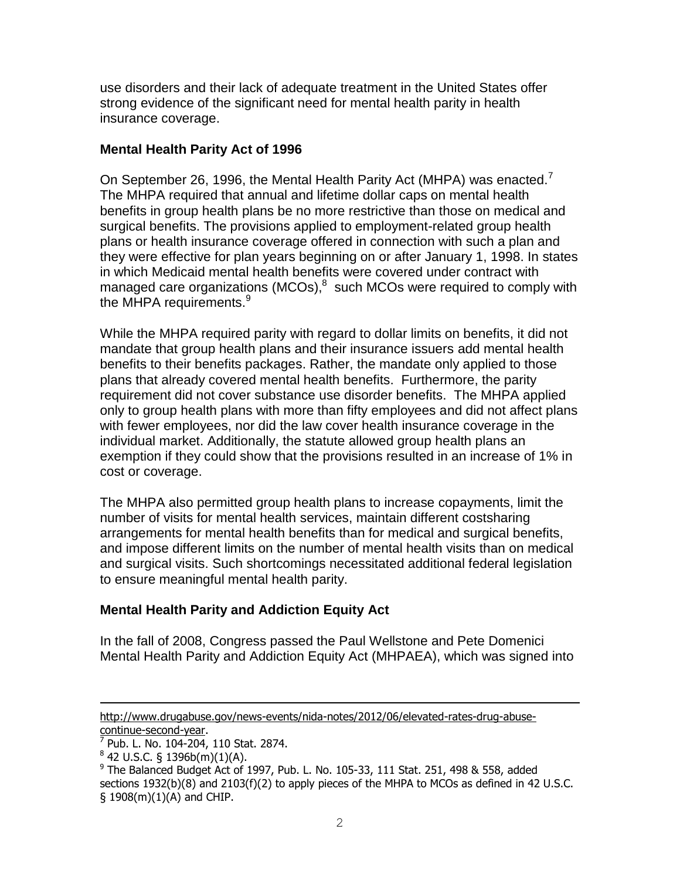use disorders and their lack of adequate treatment in the United States offer strong evidence of the significant need for mental health parity in health insurance coverage.

## Mental Health Parity Act of 1996

On September 26, 1996, the Mental Health Parity Act (MHPA) was enacted.[7] The MHPA required that annual and lifetime dollar caps on mental health benefits in group health plans be no more restrictive than those on medical and surgical benefits. The provisions applied to employment-related group health plans or health insurance coverage offered in connection with such a plan and they were effective for plan years beginning on or after January 1, 1998. In states in which Medicaid mental health benefits were covered under contract with managed care organizations (MCOs),[8] such MCOs were required to comply with the MHPA requirements.[9]

While the MHPA required parity with regard to dollar limits on benefits, it did not mandate that group health plans and their insurance issuers add mental health benefits to their benefits packages. Rather, the mandate only applied to those plans that already covered mental health benefits. Furthermore, the parity requirement did not cover substance use disorder benefits. The MHPA applied only to group health plans with more than fifty employees and did not affect plans with fewer employees, nor did the law cover health insurance coverage in the individual market. Additionally, the statute allowed group health plans an exemption if they could show that the provisions resulted in an increase of 1% in cost or coverage.

The MHPA also permitted group health plans to increase copayments, limit the number of visits for mental health services, maintain different costsharing arrangements for mental health benefits than for medical and surgical benefits, and impose different limits on the number of mental health visits than on medical and surgical visits. Such shortcomings necessitated additional federal legislation to ensure meaningful mental health parity.

## Mental Health Parity and Addiction Equity Act

In the fall of 2008, Congress passed the Paul Wellstone and Pete Domenici Mental Health Parity and Addiction Equity Act (MHPAEA), which was signed into

---

http://www.drugabuse.gov/news-events/nida-notes/2012/06/elevated-rates-drug-abuse-continue-second-year.

[7] Pub. L. No. 104-204, 110 Stat. 2874.

[8] 42 U.S.C. § 1396b(m)(1)(A).

[9] The Balanced Budget Act of 1997, Pub. L. No. 105-33, 111 Stat. 251, 498 & 558, added sections 1932(b)(8) and 2103(f)(2) to apply pieces of the MHPA to MCOs as defined in 42 U.S.C. § 1908(m)(1)(A) and CHIP.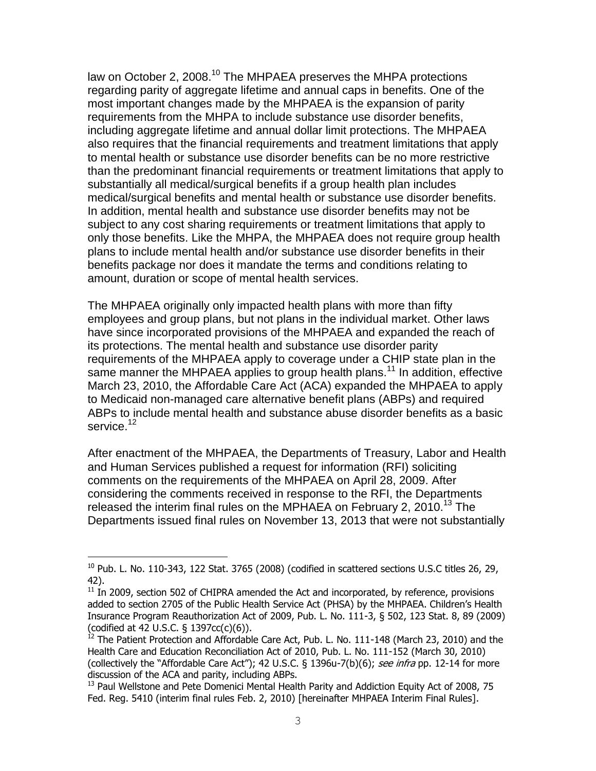law on October 2, 2008.[10] The MHPAEA preserves the MHPA protections regarding parity of aggregate lifetime and annual caps in benefits. One of the most important changes made by the MHPAEA is the expansion of parity requirements from the MHPA to include substance use disorder benefits, including aggregate lifetime and annual dollar limit protections. The MHPAEA also requires that the financial requirements and treatment limitations that apply to mental health or substance use disorder benefits can be no more restrictive than the predominant financial requirements or treatment limitations that apply to substantially all medical/surgical benefits if a group health plan includes medical/surgical benefits and mental health or substance use disorder benefits. In addition, mental health and substance use disorder benefits may not be subject to any cost sharing requirements or treatment limitations that apply to only those benefits. Like the MHPA, the MHPAEA does not require group health plans to include mental health and/or substance use disorder benefits in their benefits package nor does it mandate the terms and conditions relating to amount, duration or scope of mental health services.

The MHPAEA originally only impacted health plans with more than fifty employees and group plans, but not plans in the individual market. Other laws have since incorporated provisions of the MHPAEA and expanded the reach of its protections. The mental health and substance use disorder parity requirements of the MHPAEA apply to coverage under a CHIP state plan in the same manner the MHPAEA applies to group health plans.[11] In addition, effective March 23, 2010, the Affordable Care Act (ACA) expanded the MHPAEA to apply to Medicaid non-managed care alternative benefit plans (ABPs) and required ABPs to include mental health and substance abuse disorder benefits as a basic service.[12]

After enactment of the MHPAEA, the Departments of Treasury, Labor and Health and Human Services published a request for information (RFI) soliciting comments on the requirements of the MHPAEA on April 28, 2009. After considering the comments received in response to the RFI, the Departments released the interim final rules on the MPHAEA on February 2, 2010.[13] The Departments issued final rules on November 13, 2013 that were not substantially

---

[10] Pub. L. No. 110-343, 122 Stat. 3765 (2008) (codified in scattered sections U.S.C titles 26, 29, 42).

[11] In 2009, section 502 of CHIPRA amended the Act and incorporated, by reference, provisions added to section 2705 of the Public Health Service Act (PHSA) by the MHPAEA. Children's Health Insurance Program Reauthorization Act of 2009, Pub. L. No. 111-3, § 502, 123 Stat. 8, 89 (2009) (codified at 42 U.S.C. § 1397cc(c)(6)).

[12] The Patient Protection and Affordable Care Act, Pub. L. No. 111-148 (March 23, 2010) and the Health Care and Education Reconciliation Act of 2010, Pub. L. No. 111-152 (March 30, 2010) (collectively the "Affordable Care Act"); 42 U.S.C. § 1396u-7(b)(6); *see infra* pp. 12-14 for more discussion of the ACA and parity, including ABPs.

[13] Paul Wellstone and Pete Domenici Mental Health Parity and Addiction Equity Act of 2008, 75 Fed. Reg. 5410 (interim final rules Feb. 2, 2010) [hereinafter MHPAEA Interim Final Rules].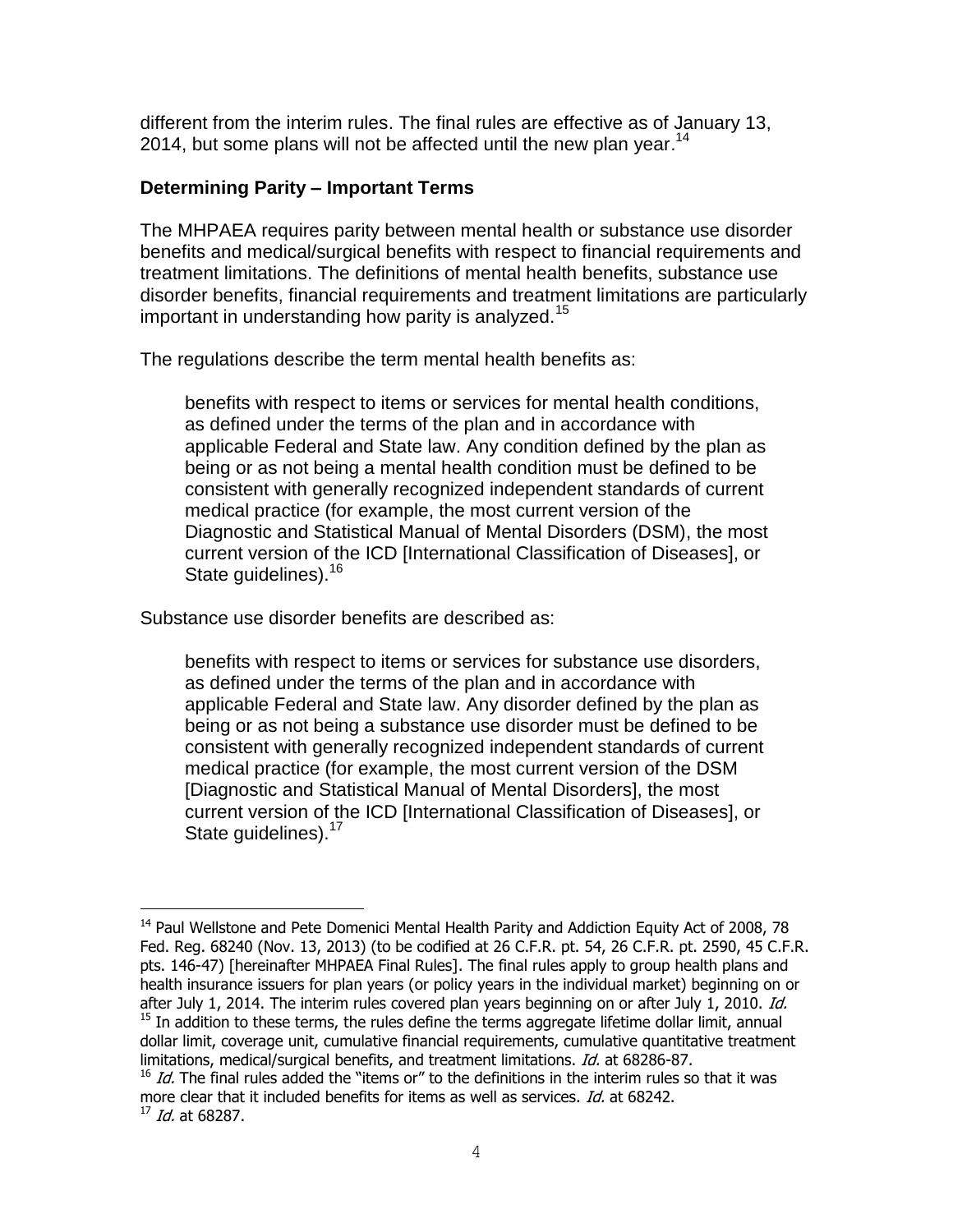different from the interim rules. The final rules are effective as of January 13, 2014, but some plans will not be affected until the new plan year.[14]

**Determining Parity – Important Terms**

The MHPAEA requires parity between mental health or substance use disorder benefits and medical/surgical benefits with respect to financial requirements and treatment limitations. The definitions of mental health benefits, substance use disorder benefits, financial requirements and treatment limitations are particularly important in understanding how parity is analyzed.[15]

The regulations describe the term mental health benefits as:

> benefits with respect to items or services for mental health conditions, as defined under the terms of the plan and in accordance with applicable Federal and State law. Any condition defined by the plan as being or as not being a mental health condition must be defined to be consistent with generally recognized independent standards of current medical practice (for example, the most current version of the Diagnostic and Statistical Manual of Mental Disorders (DSM), the most current version of the ICD [International Classification of Diseases], or State guidelines).[16]

Substance use disorder benefits are described as:

> benefits with respect to items or services for substance use disorders, as defined under the terms of the plan and in accordance with applicable Federal and State law. Any disorder defined by the plan as being or as not being a substance use disorder must be defined to be consistent with generally recognized independent standards of current medical practice (for example, the most current version of the DSM [Diagnostic and Statistical Manual of Mental Disorders], the most current version of the ICD [International Classification of Diseases], or State guidelines).[17]

---

[14] Paul Wellstone and Pete Domenici Mental Health Parity and Addiction Equity Act of 2008, 78 Fed. Reg. 68240 (Nov. 13, 2013) (to be codified at 26 C.F.R. pt. 54, 26 C.F.R. pt. 2590, 45 C.F.R. pts. 146-47) [hereinafter MHPAEA Final Rules]. The final rules apply to group health plans and health insurance issuers for plan years (or policy years in the individual market) beginning on or after July 1, 2014. The interim rules covered plan years beginning on or after July 1, 2010. *Id.*

[15] In addition to these terms, the rules define the terms aggregate lifetime dollar limit, annual dollar limit, coverage unit, cumulative financial requirements, cumulative quantitative treatment limitations, medical/surgical benefits, and treatment limitations. *Id.* at 68286-87.

[16] *Id.* The final rules added the "items or" to the definitions in the interim rules so that it was more clear that it included benefits for items as well as services. *Id.* at 68242.

[17] *Id.* at 68287.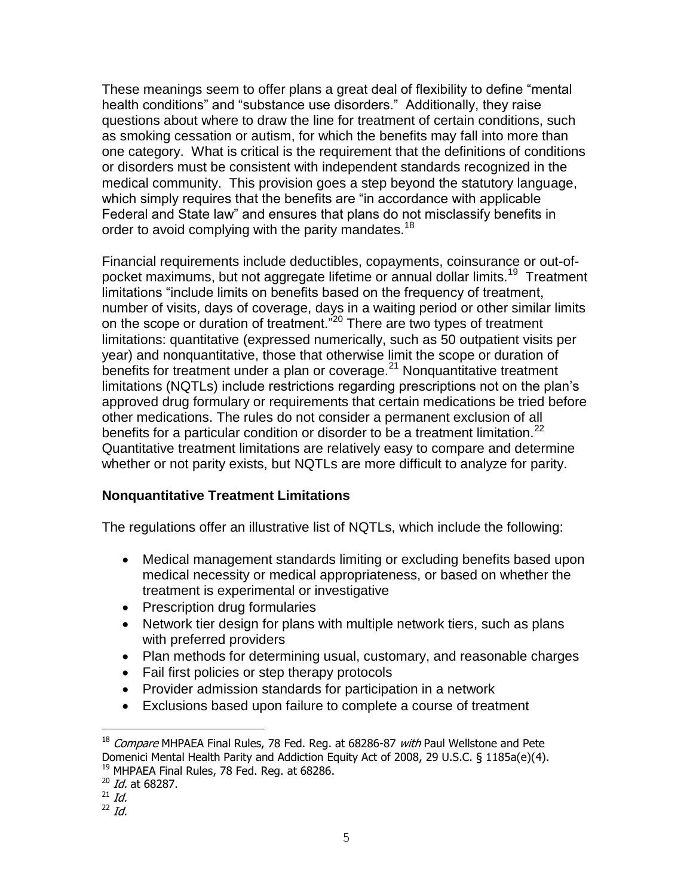These meanings seem to offer plans a great deal of flexibility to define "mental health conditions" and "substance use disorders." Additionally, they raise questions about where to draw the line for treatment of certain conditions, such as smoking cessation or autism, for which the benefits may fall into more than one category. What is critical is the requirement that the definitions of conditions or disorders must be consistent with independent standards recognized in the medical community. This provision goes a step beyond the statutory language, which simply requires that the benefits are "in accordance with applicable Federal and State law" and ensures that plans do not misclassify benefits in order to avoid complying with the parity mandates.[18]

Financial requirements include deductibles, copayments, coinsurance or out-of-pocket maximums, but not aggregate lifetime or annual dollar limits.[19] Treatment limitations "include limits on benefits based on the frequency of treatment, number of visits, days of coverage, days in a waiting period or other similar limits on the scope or duration of treatment."[20] There are two types of treatment limitations: quantitative (expressed numerically, such as 50 outpatient visits per year) and nonquantitative, those that otherwise limit the scope or duration of benefits for treatment under a plan or coverage.[21] Nonquantitative treatment limitations (NQTLs) include restrictions regarding prescriptions not on the plan's approved drug formulary or requirements that certain medications be tried before other medications. The rules do not consider a permanent exclusion of all benefits for a particular condition or disorder to be a treatment limitation.[22] Quantitative treatment limitations are relatively easy to compare and determine whether or not parity exists, but NQTLs are more difficult to analyze for parity.

**Nonquantitative Treatment Limitations**

The regulations offer an illustrative list of NQTLs, which include the following:

- Medical management standards limiting or excluding benefits based upon medical necessity or medical appropriateness, or based on whether the treatment is experimental or investigative
- Prescription drug formularies
- Network tier design for plans with multiple network tiers, such as plans with preferred providers
- Plan methods for determining usual, customary, and reasonable charges
- Fail first policies or step therapy protocols
- Provider admission standards for participation in a network
- Exclusions based upon failure to complete a course of treatment

---

[18] *Compare* MHPAEA Final Rules, 78 Fed. Reg. at 68286-87 *with* Paul Wellstone and Pete Domenici Mental Health Parity and Addiction Equity Act of 2008, 29 U.S.C. § 1185a(e)(4).
[19] MHPAEA Final Rules, 78 Fed. Reg. at 68286.
[20] *Id.* at 68287.
[21] *Id.*
[22] *Id.*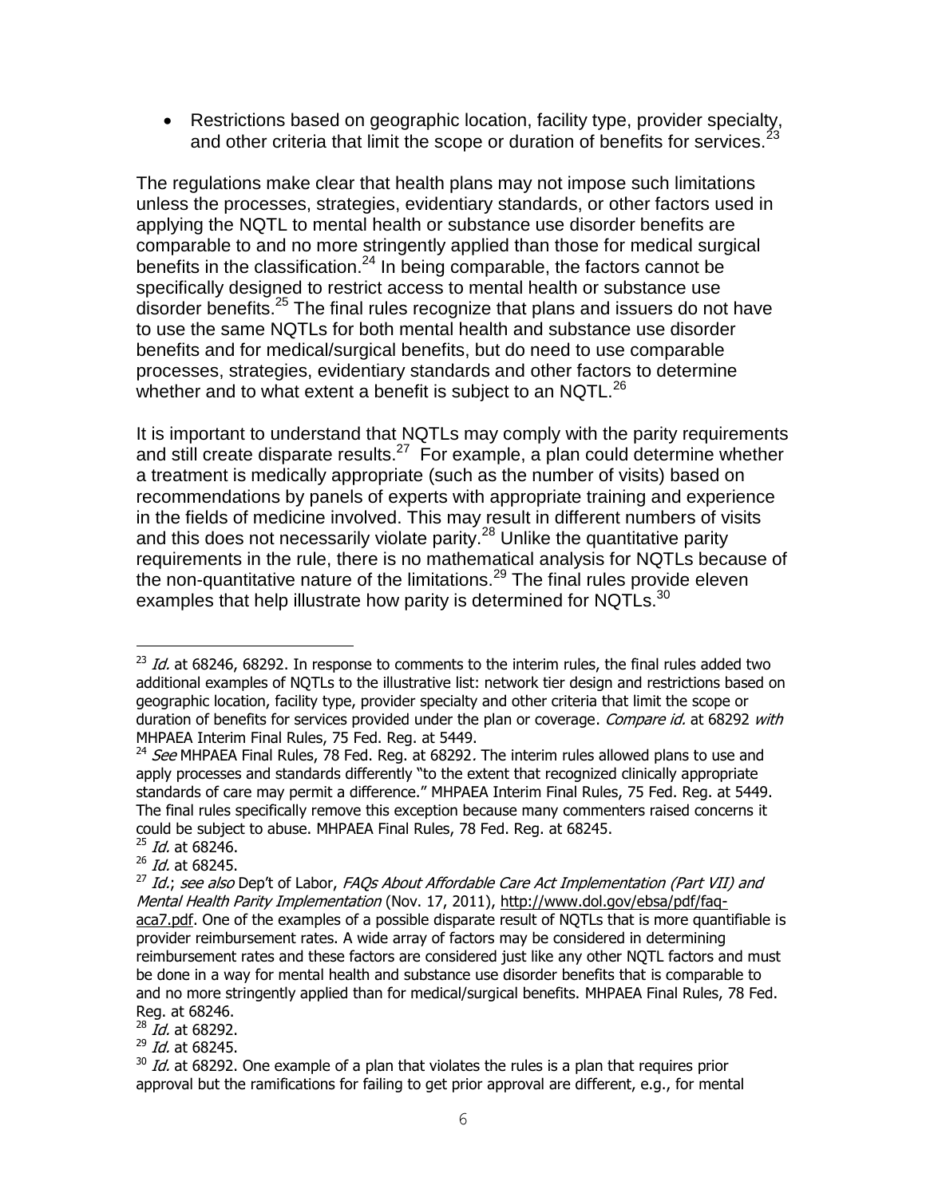- Restrictions based on geographic location, facility type, provider specialty, and other criteria that limit the scope or duration of benefits for services.[23]

The regulations make clear that health plans may not impose such limitations unless the processes, strategies, evidentiary standards, or other factors used in applying the NQTL to mental health or substance use disorder benefits are comparable to and no more stringently applied than those for medical surgical benefits in the classification.[24] In being comparable, the factors cannot be specifically designed to restrict access to mental health or substance use disorder benefits.[25] The final rules recognize that plans and issuers do not have to use the same NQTLs for both mental health and substance use disorder benefits and for medical/surgical benefits, but do need to use comparable processes, strategies, evidentiary standards and other factors to determine whether and to what extent a benefit is subject to an NQTL.[26]

It is important to understand that NQTLs may comply with the parity requirements and still create disparate results.[27] For example, a plan could determine whether a treatment is medically appropriate (such as the number of visits) based on recommendations by panels of experts with appropriate training and experience in the fields of medicine involved. This may result in different numbers of visits and this does not necessarily violate parity.[28] Unlike the quantitative parity requirements in the rule, there is no mathematical analysis for NQTLs because of the non-quantitative nature of the limitations.[29] The final rules provide eleven examples that help illustrate how parity is determined for NQTLs.[30]

---

[23] *Id.* at 68246, 68292. In response to comments to the interim rules, the final rules added two additional examples of NQTLs to the illustrative list: network tier design and restrictions based on geographic location, facility type, provider specialty and other criteria that limit the scope or duration of benefits for services provided under the plan or coverage. *Compare id.* at 68292 *with* MHPAEA Interim Final Rules, 75 Fed. Reg. at 5449.

[24] *See* MHPAEA Final Rules, 78 Fed. Reg. at 68292. The interim rules allowed plans to use and apply processes and standards differently "to the extent that recognized clinically appropriate standards of care may permit a difference." MHPAEA Interim Final Rules, 75 Fed. Reg. at 5449. The final rules specifically remove this exception because many commenters raised concerns it could be subject to abuse. MHPAEA Final Rules, 78 Fed. Reg. at 68245.

[25] *Id.* at 68246.

[26] *Id.* at 68245.

[27] *Id.*; *see also* Dep't of Labor, *FAQs About Affordable Care Act Implementation (Part VII) and Mental Health Parity Implementation* (Nov. 17, 2011), http://www.dol.gov/ebsa/pdf/faq-aca7.pdf. One of the examples of a possible disparate result of NQTLs that is more quantifiable is provider reimbursement rates. A wide array of factors may be considered in determining reimbursement rates and these factors are considered just like any other NQTL factors and must be done in a way for mental health and substance use disorder benefits that is comparable to and no more stringently applied than for medical/surgical benefits. MHPAEA Final Rules, 78 Fed. Reg. at 68246.

[28] *Id.* at 68292.

[29] *Id.* at 68245.

[30] *Id.* at 68292. One example of a plan that violates the rules is a plan that requires prior approval but the ramifications for failing to get prior approval are different, e.g., for mental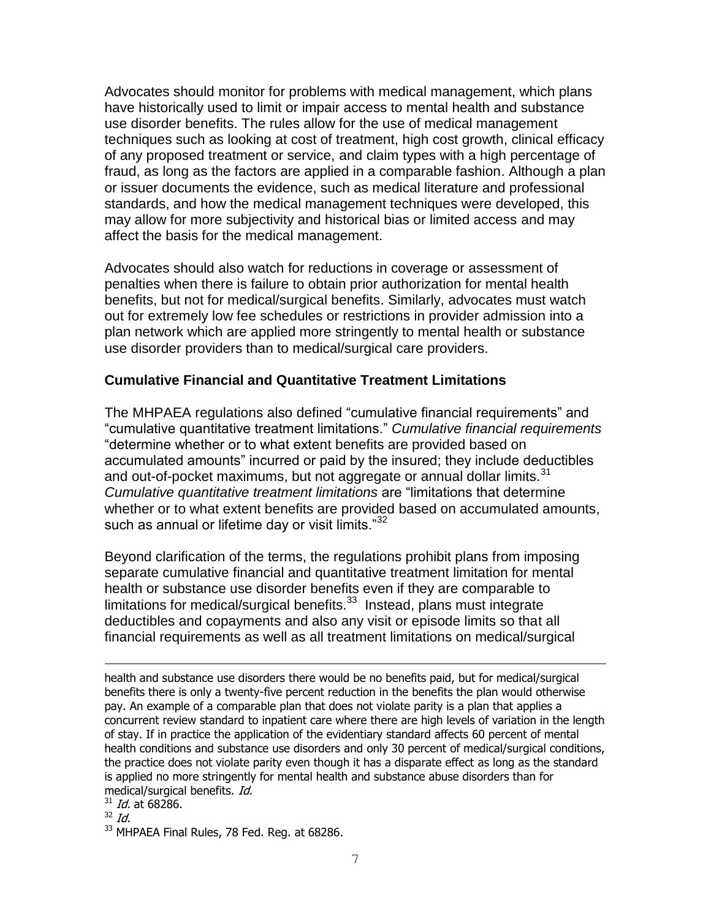Advocates should monitor for problems with medical management, which plans have historically used to limit or impair access to mental health and substance use disorder benefits. The rules allow for the use of medical management techniques such as looking at cost of treatment, high cost growth, clinical efficacy of any proposed treatment or service, and claim types with a high percentage of fraud, as long as the factors are applied in a comparable fashion. Although a plan or issuer documents the evidence, such as medical literature and professional standards, and how the medical management techniques were developed, this may allow for more subjectivity and historical bias or limited access and may affect the basis for the medical management.

Advocates should also watch for reductions in coverage or assessment of penalties when there is failure to obtain prior authorization for mental health benefits, but not for medical/surgical benefits. Similarly, advocates must watch out for extremely low fee schedules or restrictions in provider admission into a plan network which are applied more stringently to mental health or substance use disorder providers than to medical/surgical care providers.

### Cumulative Financial and Quantitative Treatment Limitations

The MHPAEA regulations also defined "cumulative financial requirements" and "cumulative quantitative treatment limitations." *Cumulative financial requirements* "determine whether or to what extent benefits are provided based on accumulated amounts" incurred or paid by the insured; they include deductibles and out-of-pocket maximums, but not aggregate or annual dollar limits.[31] *Cumulative quantitative treatment limitations* are "limitations that determine whether or to what extent benefits are provided based on accumulated amounts, such as annual or lifetime day or visit limits."[32]

Beyond clarification of the terms, the regulations prohibit plans from imposing separate cumulative financial and quantitative treatment limitation for mental health or substance use disorder benefits even if they are comparable to limitations for medical/surgical benefits.[33] Instead, plans must integrate deductibles and copayments and also any visit or episode limits so that all financial requirements as well as all treatment limitations on medical/surgical

---

health and substance use disorders there would be no benefits paid, but for medical/surgical benefits there is only a twenty-five percent reduction in the benefits the plan would otherwise pay. An example of a comparable plan that does not violate parity is a plan that applies a concurrent review standard to inpatient care where there are high levels of variation in the length of stay. If in practice the application of the evidentiary standard affects 60 percent of mental health conditions and substance use disorders and only 30 percent of medical/surgical conditions, the practice does not violate parity even though it has a disparate effect as long as the standard is applied no more stringently for mental health and substance abuse disorders than for medical/surgical benefits. *Id.*

[31] *Id.* at 68286.

[32] *Id.*

[33] MHPAEA Final Rules, 78 Fed. Reg. at 68286.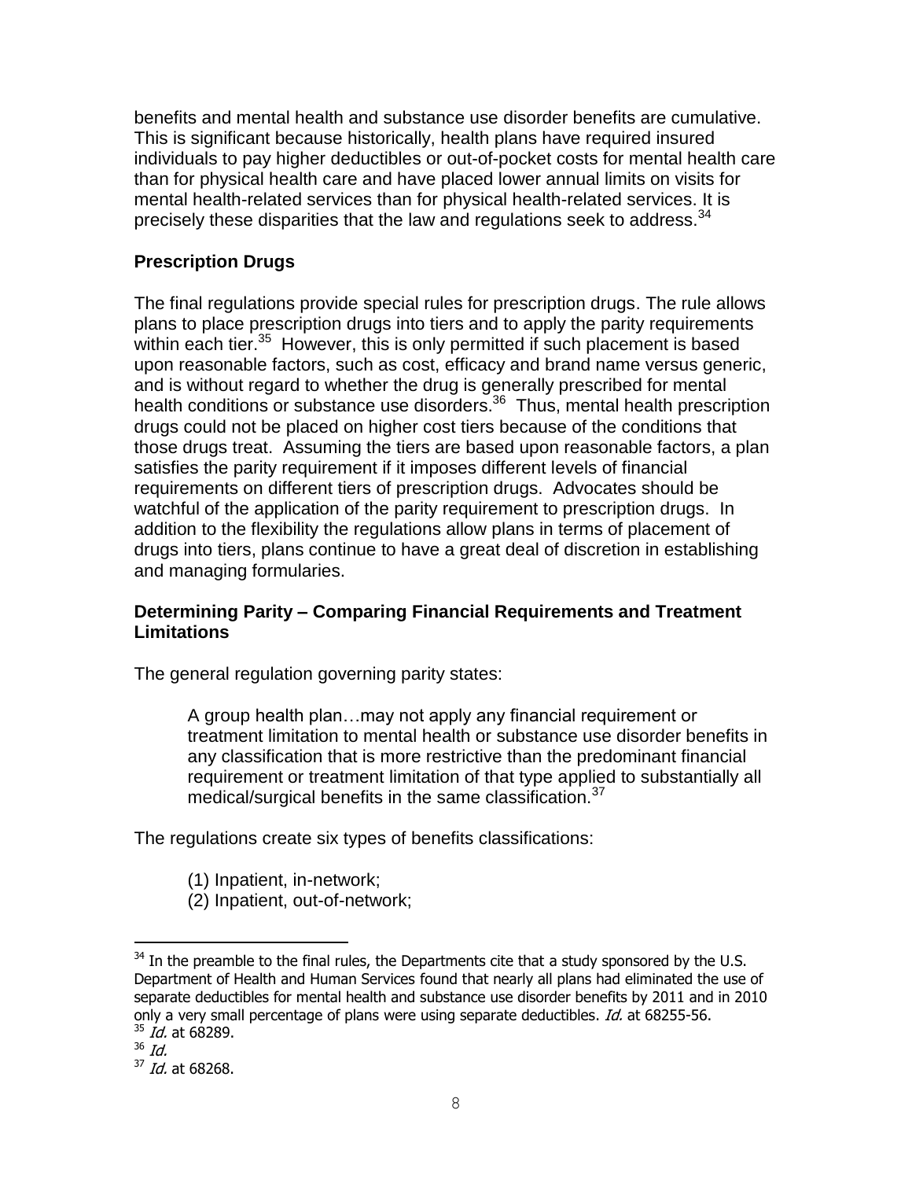benefits and mental health and substance use disorder benefits are cumulative. This is significant because historically, health plans have required insured individuals to pay higher deductibles or out-of-pocket costs for mental health care than for physical health care and have placed lower annual limits on visits for mental health-related services than for physical health-related services. It is precisely these disparities that the law and regulations seek to address.[34]

### Prescription Drugs

The final regulations provide special rules for prescription drugs. The rule allows plans to place prescription drugs into tiers and to apply the parity requirements within each tier.[35] However, this is only permitted if such placement is based upon reasonable factors, such as cost, efficacy and brand name versus generic, and is without regard to whether the drug is generally prescribed for mental health conditions or substance use disorders.[36] Thus, mental health prescription drugs could not be placed on higher cost tiers because of the conditions that those drugs treat. Assuming the tiers are based upon reasonable factors, a plan satisfies the parity requirement if it imposes different levels of financial requirements on different tiers of prescription drugs. Advocates should be watchful of the application of the parity requirement to prescription drugs. In addition to the flexibility the regulations allow plans in terms of placement of drugs into tiers, plans continue to have a great deal of discretion in establishing and managing formularies.

### Determining Parity – Comparing Financial Requirements and Treatment Limitations

The general regulation governing parity states:

> A group health plan…may not apply any financial requirement or treatment limitation to mental health or substance use disorder benefits in any classification that is more restrictive than the predominant financial requirement or treatment limitation of that type applied to substantially all medical/surgical benefits in the same classification.[37]

The regulations create six types of benefits classifications:

(1) Inpatient, in-network;
(2) Inpatient, out-of-network;

---

[34] In the preamble to the final rules, the Departments cite that a study sponsored by the U.S. Department of Health and Human Services found that nearly all plans had eliminated the use of separate deductibles for mental health and substance use disorder benefits by 2011 and in 2010 only a very small percentage of plans were using separate deductibles. *Id.* at 68255-56.

[35] *Id.* at 68289.

[36] *Id.*

[37] *Id.* at 68268.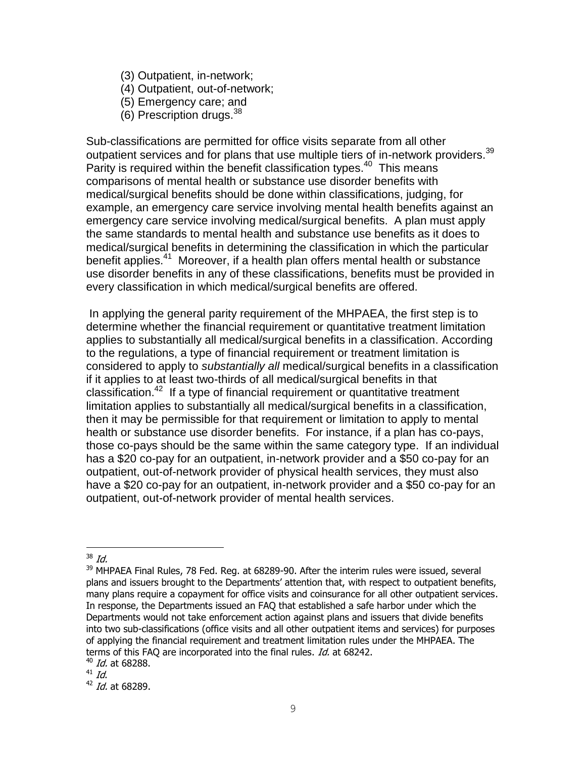(3) Outpatient, in-network;
(4) Outpatient, out-of-network;
(5) Emergency care; and
(6) Prescription drugs.[38]

Sub-classifications are permitted for office visits separate from all other outpatient services and for plans that use multiple tiers of in-network providers.[39] Parity is required within the benefit classification types.[40] This means comparisons of mental health or substance use disorder benefits with medical/surgical benefits should be done within classifications, judging, for example, an emergency care service involving mental health benefits against an emergency care service involving medical/surgical benefits. A plan must apply the same standards to mental health and substance use benefits as it does to medical/surgical benefits in determining the classification in which the particular benefit applies.[41] Moreover, if a health plan offers mental health or substance use disorder benefits in any of these classifications, benefits must be provided in every classification in which medical/surgical benefits are offered.

In applying the general parity requirement of the MHPAEA, the first step is to determine whether the financial requirement or quantitative treatment limitation applies to substantially all medical/surgical benefits in a classification. According to the regulations, a type of financial requirement or treatment limitation is considered to apply to *substantially all* medical/surgical benefits in a classification if it applies to at least two-thirds of all medical/surgical benefits in that classification.[42] If a type of financial requirement or quantitative treatment limitation applies to substantially all medical/surgical benefits in a classification, then it may be permissible for that requirement or limitation to apply to mental health or substance use disorder benefits. For instance, if a plan has co-pays, those co-pays should be the same within the same category type. If an individual has a $20 co-pay for an outpatient, in-network provider and a $50 co-pay for an outpatient, out-of-network provider of physical health services, they must also have a $20 co-pay for an outpatient, in-network provider and a $50 co-pay for an outpatient, out-of-network provider of mental health services.

---

[38] *Id.*

[39] MHPAEA Final Rules, 78 Fed. Reg. at 68289-90. After the interim rules were issued, several plans and issuers brought to the Departments' attention that, with respect to outpatient benefits, many plans require a copayment for office visits and coinsurance for all other outpatient services. In response, the Departments issued an FAQ that established a safe harbor under which the Departments would not take enforcement action against plans and issuers that divide benefits into two sub-classifications (office visits and all other outpatient items and services) for purposes of applying the financial requirement and treatment limitation rules under the MHPAEA. The terms of this FAQ are incorporated into the final rules. *Id.* at 68242.

[40] *Id.* at 68288.

[41] *Id.*

[42] *Id.* at 68289.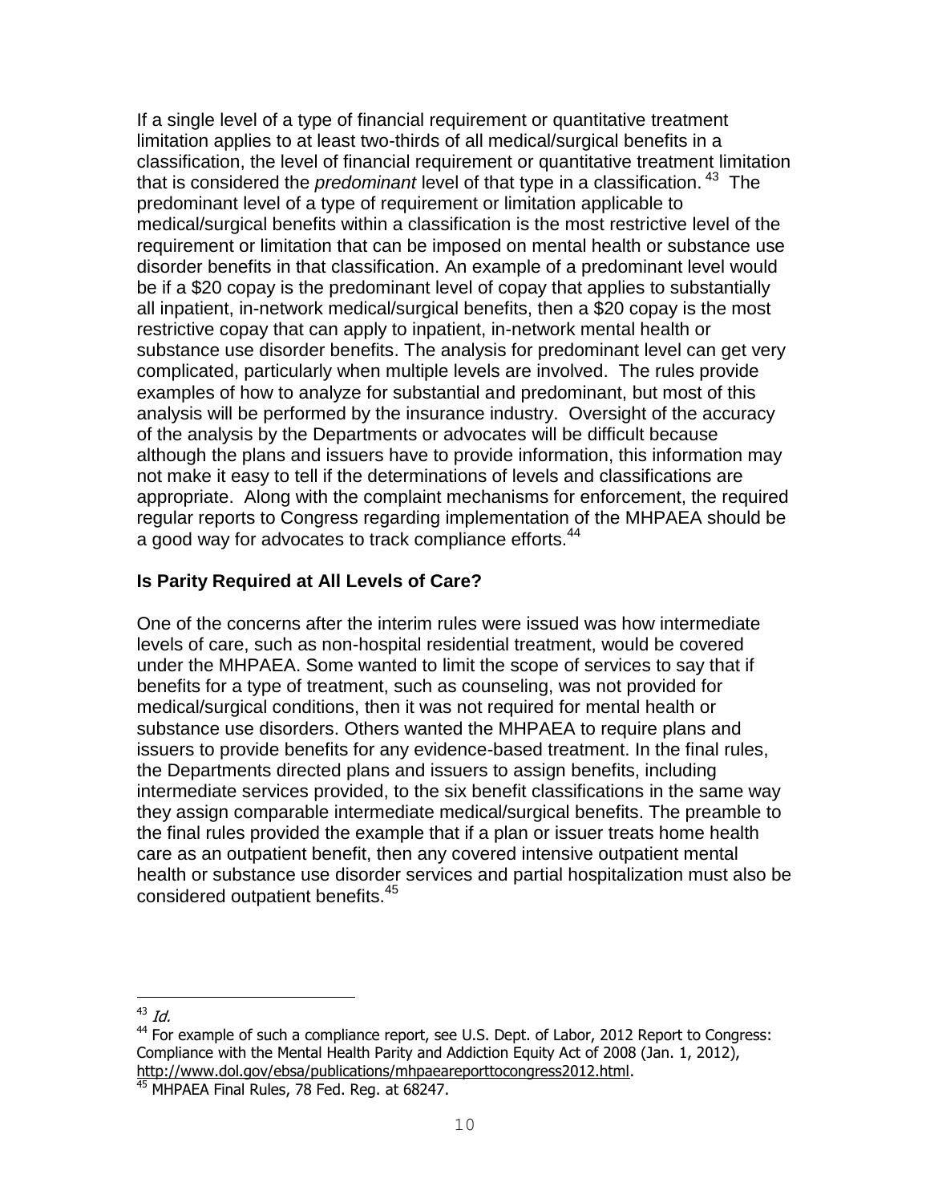If a single level of a type of financial requirement or quantitative treatment limitation applies to at least two-thirds of all medical/surgical benefits in a classification, the level of financial requirement or quantitative treatment limitation that is considered the *predominant* level of that type in a classification.[43] The predominant level of a type of requirement or limitation applicable to medical/surgical benefits within a classification is the most restrictive level of the requirement or limitation that can be imposed on mental health or substance use disorder benefits in that classification. An example of a predominant level would be if a $20 copay is the predominant level of copay that applies to substantially all inpatient, in-network medical/surgical benefits, then a $20 copay is the most restrictive copay that can apply to inpatient, in-network mental health or substance use disorder benefits. The analysis for predominant level can get very complicated, particularly when multiple levels are involved. The rules provide examples of how to analyze for substantial and predominant, but most of this analysis will be performed by the insurance industry. Oversight of the accuracy of the analysis by the Departments or advocates will be difficult because although the plans and issuers have to provide information, this information may not make it easy to tell if the determinations of levels and classifications are appropriate. Along with the complaint mechanisms for enforcement, the required regular reports to Congress regarding implementation of the MHPAEA should be a good way for advocates to track compliance efforts.[44]

### Is Parity Required at All Levels of Care?

One of the concerns after the interim rules were issued was how intermediate levels of care, such as non-hospital residential treatment, would be covered under the MHPAEA. Some wanted to limit the scope of services to say that if benefits for a type of treatment, such as counseling, was not provided for medical/surgical conditions, then it was not required for mental health or substance use disorders. Others wanted the MHPAEA to require plans and issuers to provide benefits for any evidence-based treatment. In the final rules, the Departments directed plans and issuers to assign benefits, including intermediate services provided, to the six benefit classifications in the same way they assign comparable intermediate medical/surgical benefits. The preamble to the final rules provided the example that if a plan or issuer treats home health care as an outpatient benefit, then any covered intensive outpatient mental health or substance use disorder services and partial hospitalization must also be considered outpatient benefits.[45]

---

[43] *Id.*

[44] For example of such a compliance report, see U.S. Dept. of Labor, 2012 Report to Congress: Compliance with the Mental Health Parity and Addiction Equity Act of 2008 (Jan. 1, 2012), http://www.dol.gov/ebsa/publications/mhpaeareporttocongress2012.html.

[45] MHPAEA Final Rules, 78 Fed. Reg. at 68247.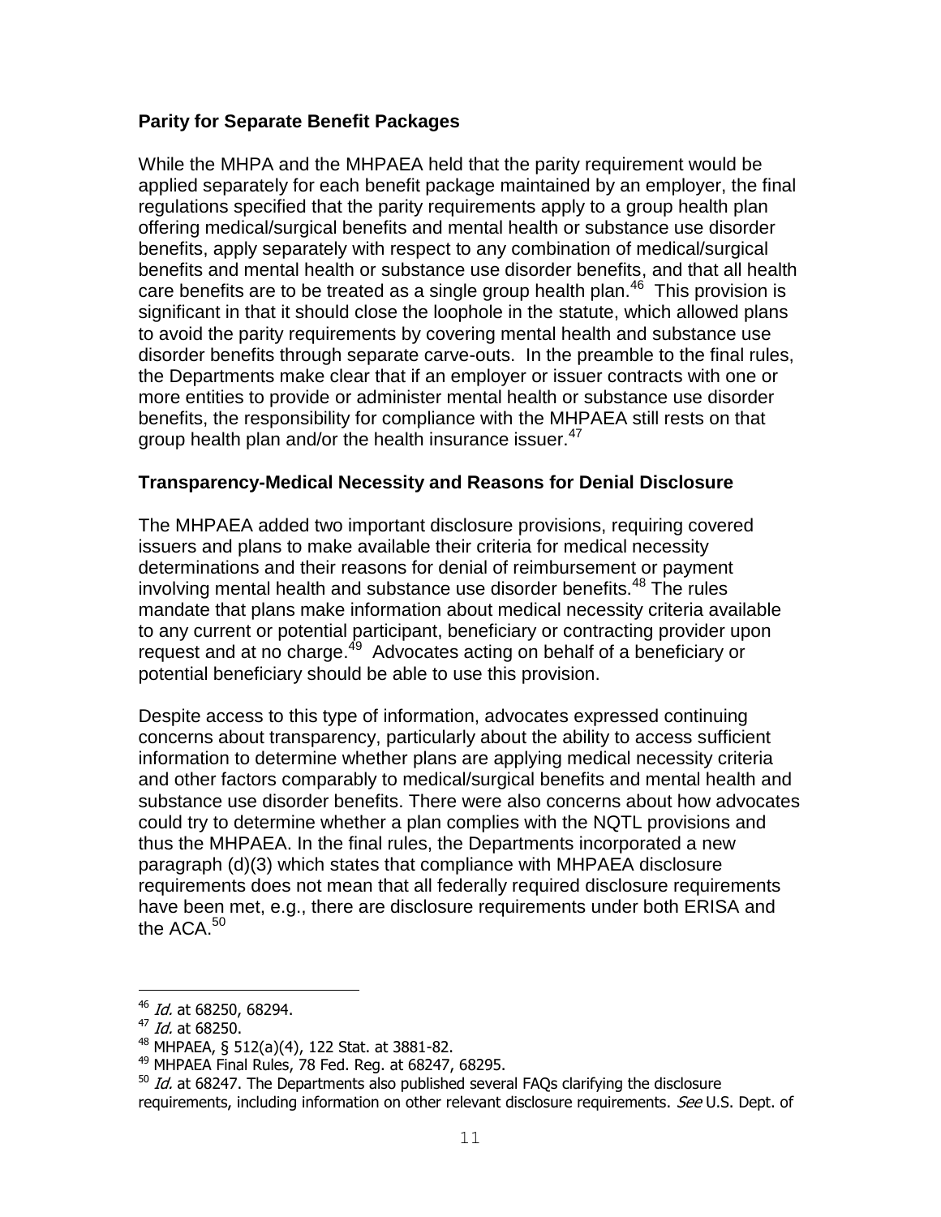### Parity for Separate Benefit Packages

While the MHPA and the MHPAEA held that the parity requirement would be applied separately for each benefit package maintained by an employer, the final regulations specified that the parity requirements apply to a group health plan offering medical/surgical benefits and mental health or substance use disorder benefits, apply separately with respect to any combination of medical/surgical benefits and mental health or substance use disorder benefits, and that all health care benefits are to be treated as a single group health plan.[46] This provision is significant in that it should close the loophole in the statute, which allowed plans to avoid the parity requirements by covering mental health and substance use disorder benefits through separate carve-outs. In the preamble to the final rules, the Departments make clear that if an employer or issuer contracts with one or more entities to provide or administer mental health or substance use disorder benefits, the responsibility for compliance with the MHPAEA still rests on that group health plan and/or the health insurance issuer.[47]

### Transparency-Medical Necessity and Reasons for Denial Disclosure

The MHPAEA added two important disclosure provisions, requiring covered issuers and plans to make available their criteria for medical necessity determinations and their reasons for denial of reimbursement or payment involving mental health and substance use disorder benefits.[48] The rules mandate that plans make information about medical necessity criteria available to any current or potential participant, beneficiary or contracting provider upon request and at no charge.[49] Advocates acting on behalf of a beneficiary or potential beneficiary should be able to use this provision.

Despite access to this type of information, advocates expressed continuing concerns about transparency, particularly about the ability to access sufficient information to determine whether plans are applying medical necessity criteria and other factors comparably to medical/surgical benefits and mental health and substance use disorder benefits. There were also concerns about how advocates could try to determine whether a plan complies with the NQTL provisions and thus the MHPAEA. In the final rules, the Departments incorporated a new paragraph (d)(3) which states that compliance with MHPAEA disclosure requirements does not mean that all federally required disclosure requirements have been met, e.g., there are disclosure requirements under both ERISA and the ACA.[50]

---

[46] *Id.* at 68250, 68294.

[47] *Id.* at 68250.

[48] MHPAEA, § 512(a)(4), 122 Stat. at 3881-82.

[49] MHPAEA Final Rules, 78 Fed. Reg. at 68247, 68295.

[50] *Id.* at 68247. The Departments also published several FAQs clarifying the disclosure requirements, including information on other relevant disclosure requirements. *See* U.S. Dept. of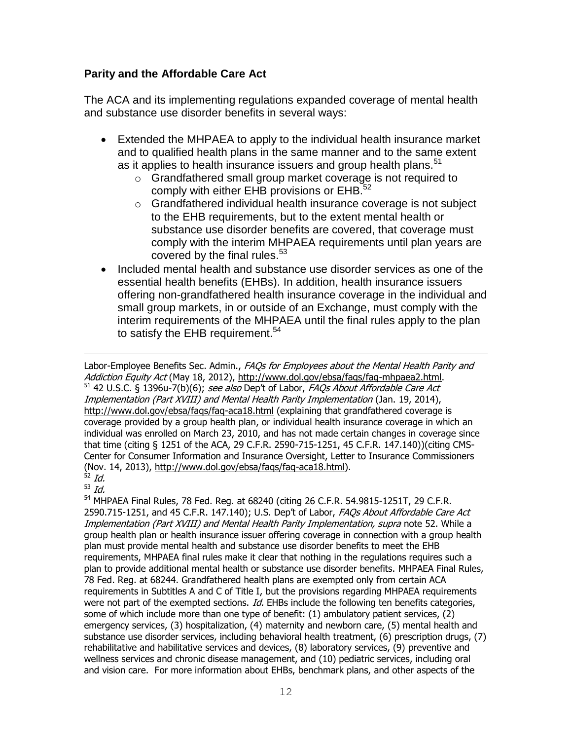### Parity and the Affordable Care Act

The ACA and its implementing regulations expanded coverage of mental health and substance use disorder benefits in several ways:

- Extended the MHPAEA to apply to the individual health insurance market and to qualified health plans in the same manner and to the same extent as it applies to health insurance issuers and group health plans.[51]
  - Grandfathered small group market coverage is not required to comply with either EHB provisions or EHB.[52]
  - Grandfathered individual health insurance coverage is not subject to the EHB requirements, but to the extent mental health or substance use disorder benefits are covered, that coverage must comply with the interim MHPAEA requirements until plan years are covered by the final rules.[53]
- Included mental health and substance use disorder services as one of the essential health benefits (EHBs). In addition, health insurance issuers offering non-grandfathered health insurance coverage in the individual and small group markets, in or outside of an Exchange, must comply with the interim requirements of the MHPAEA until the final rules apply to the plan to satisfy the EHB requirement.[54]

---

Labor-Employee Benefits Sec. Admin., *FAQs for Employees about the Mental Health Parity and Addiction Equity Act* (May 18, 2012), http://www.dol.gov/ebsa/faqs/faq-mhpaea2.html.

[51] 42 U.S.C. § 1396u-7(b)(6); *see also* Dep't of Labor, *FAQs About Affordable Care Act Implementation (Part XVIII) and Mental Health Parity Implementation* (Jan. 19, 2014), http://www.dol.gov/ebsa/faqs/faq-aca18.html (explaining that grandfathered coverage is coverage provided by a group health plan, or individual health insurance coverage in which an individual was enrolled on March 23, 2010, and has not made certain changes in coverage since that time (citing § 1251 of the ACA, 29 C.F.R. 2590-715-1251, 45 C.F.R. 147.140))(citing CMS-Center for Consumer Information and Insurance Oversight, Letter to Insurance Commissioners (Nov. 14, 2013), http://www.dol.gov/ebsa/faqs/faq-aca18.html).

[52] *Id.*

[53] *Id.*

[54] MHPAEA Final Rules, 78 Fed. Reg. at 68240 (citing 26 C.F.R. 54.9815-1251T, 29 C.F.R. 2590.715-1251, and 45 C.F.R. 147.140); U.S. Dep't of Labor, *FAQs About Affordable Care Act Implementation (Part XVIII) and Mental Health Parity Implementation, supra* note 52. While a group health plan or health insurance issuer offering coverage in connection with a group health plan must provide mental health and substance use disorder benefits to meet the EHB requirements, MHPAEA final rules make it clear that nothing in the regulations requires such a plan to provide additional mental health or substance use disorder benefits. MHPAEA Final Rules, 78 Fed. Reg. at 68244. Grandfathered health plans are exempted only from certain ACA requirements in Subtitles A and C of Title I, but the provisions regarding MHPAEA requirements were not part of the exempted sections. *Id.* EHBs include the following ten benefits categories, some of which include more than one type of benefit: (1) ambulatory patient services, (2) emergency services, (3) hospitalization, (4) maternity and newborn care, (5) mental health and substance use disorder services, including behavioral health treatment, (6) prescription drugs, (7) rehabilitative and habilitative services and devices, (8) laboratory services, (9) preventive and wellness services and chronic disease management, and (10) pediatric services, including oral and vision care. For more information about EHBs, benchmark plans, and other aspects of the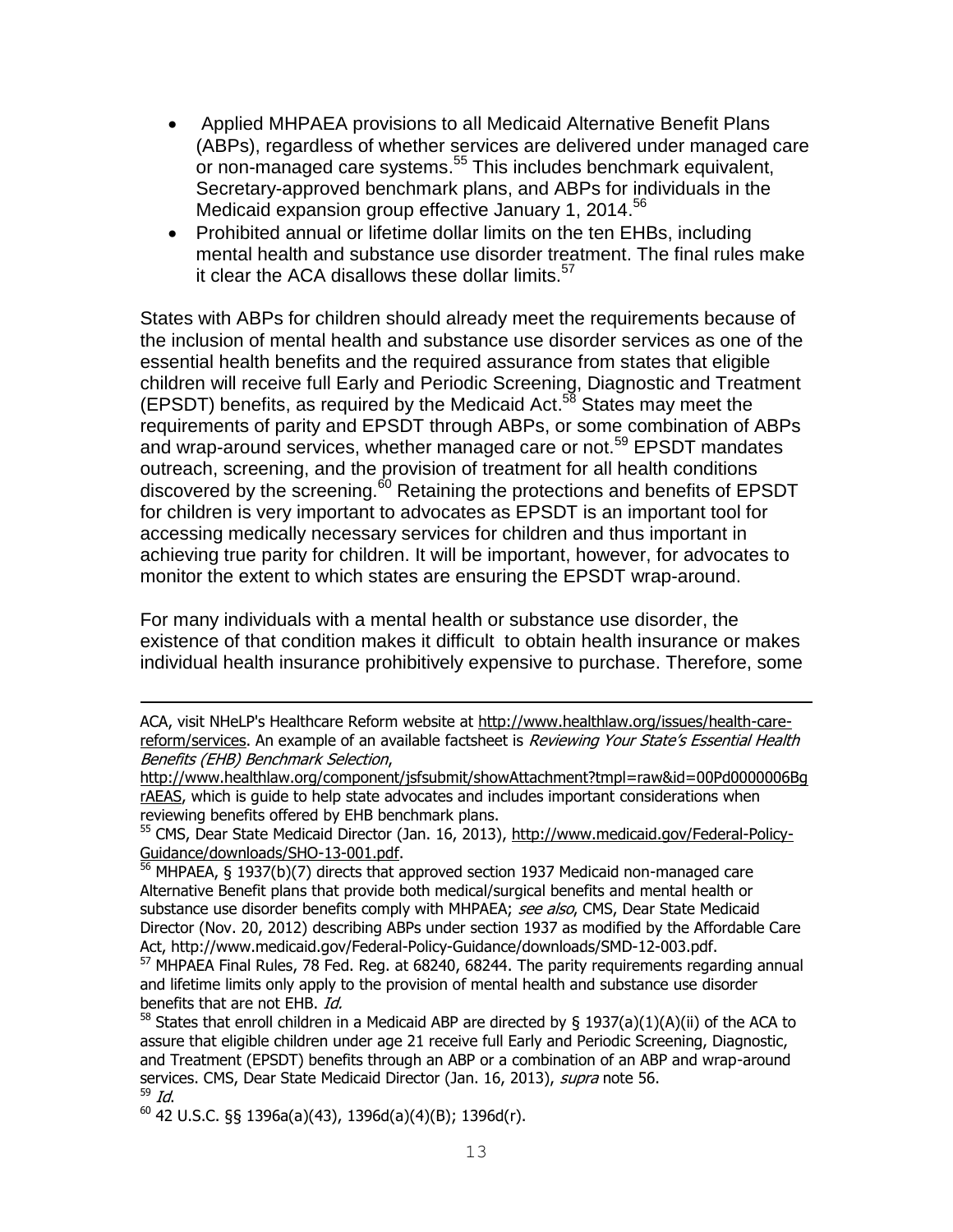- Applied MHPAEA provisions to all Medicaid Alternative Benefit Plans (ABPs), regardless of whether services are delivered under managed care or non-managed care systems.[55] This includes benchmark equivalent, Secretary-approved benchmark plans, and ABPs for individuals in the Medicaid expansion group effective January 1, 2014.[56]
- Prohibited annual or lifetime dollar limits on the ten EHBs, including mental health and substance use disorder treatment. The final rules make it clear the ACA disallows these dollar limits.[57]

States with ABPs for children should already meet the requirements because of the inclusion of mental health and substance use disorder services as one of the essential health benefits and the required assurance from states that eligible children will receive full Early and Periodic Screening, Diagnostic and Treatment (EPSDT) benefits, as required by the Medicaid Act.[58] States may meet the requirements of parity and EPSDT through ABPs, or some combination of ABPs and wrap-around services, whether managed care or not.[59] EPSDT mandates outreach, screening, and the provision of treatment for all health conditions discovered by the screening.[60] Retaining the protections and benefits of EPSDT for children is very important to advocates as EPSDT is an important tool for accessing medically necessary services for children and thus important in achieving true parity for children. It will be important, however, for advocates to monitor the extent to which states are ensuring the EPSDT wrap-around.

For many individuals with a mental health or substance use disorder, the existence of that condition makes it difficult to obtain health insurance or makes individual health insurance prohibitively expensive to purchase. Therefore, some

---

ACA, visit NHeLP's Healthcare Reform website at http://www.healthlaw.org/issues/health-care-reform/services. An example of an available factsheet is *Reviewing Your State's Essential Health Benefits (EHB) Benchmark Selection*, http://www.healthlaw.org/component/jsfsubmit/showAttachment?tmpl=raw&id=00Pd0000006BgrAEAS, which is guide to help state advocates and includes important considerations when reviewing benefits offered by EHB benchmark plans.

[55] CMS, Dear State Medicaid Director (Jan. 16, 2013), http://www.medicaid.gov/Federal-Policy-Guidance/downloads/SHO-13-001.pdf.

[56] MHPAEA, § 1937(b)(7) directs that approved section 1937 Medicaid non-managed care Alternative Benefit plans that provide both medical/surgical benefits and mental health or substance use disorder benefits comply with MHPAEA; *see also*, CMS, Dear State Medicaid Director (Nov. 20, 2012) describing ABPs under section 1937 as modified by the Affordable Care Act, http://www.medicaid.gov/Federal-Policy-Guidance/downloads/SMD-12-003.pdf.

[57] MHPAEA Final Rules, 78 Fed. Reg. at 68240, 68244. The parity requirements regarding annual and lifetime limits only apply to the provision of mental health and substance use disorder benefits that are not EHB. *Id.*

[58] States that enroll children in a Medicaid ABP are directed by § 1937(a)(1)(A)(ii) of the ACA to assure that eligible children under age 21 receive full Early and Periodic Screening, Diagnostic, and Treatment (EPSDT) benefits through an ABP or a combination of an ABP and wrap-around services. CMS, Dear State Medicaid Director (Jan. 16, 2013), *supra* note 56.

[59] *Id.*

[60] 42 U.S.C. §§ 1396a(a)(43), 1396d(a)(4)(B); 1396d(r).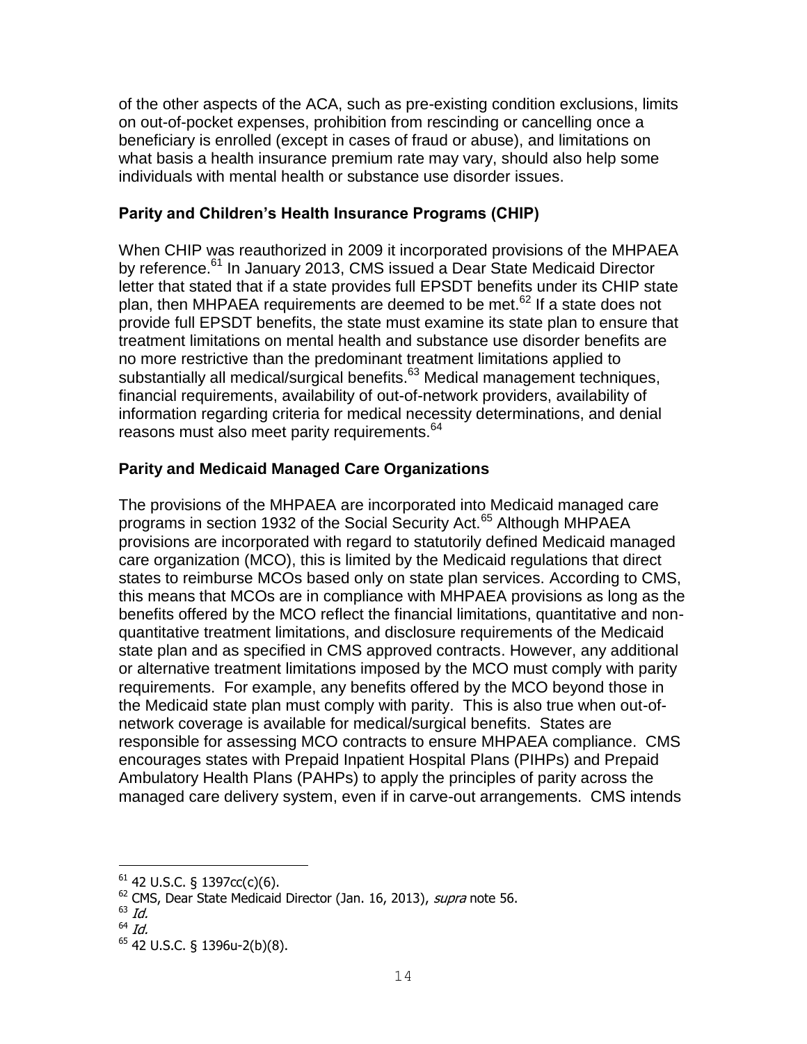of the other aspects of the ACA, such as pre-existing condition exclusions, limits on out-of-pocket expenses, prohibition from rescinding or cancelling once a beneficiary is enrolled (except in cases of fraud or abuse), and limitations on what basis a health insurance premium rate may vary, should also help some individuals with mental health or substance use disorder issues.

### Parity and Children's Health Insurance Programs (CHIP)

When CHIP was reauthorized in 2009 it incorporated provisions of the MHPAEA by reference.[61] In January 2013, CMS issued a Dear State Medicaid Director letter that stated that if a state provides full EPSDT benefits under its CHIP state plan, then MHPAEA requirements are deemed to be met.[62] If a state does not provide full EPSDT benefits, the state must examine its state plan to ensure that treatment limitations on mental health and substance use disorder benefits are no more restrictive than the predominant treatment limitations applied to substantially all medical/surgical benefits.[63] Medical management techniques, financial requirements, availability of out-of-network providers, availability of information regarding criteria for medical necessity determinations, and denial reasons must also meet parity requirements.[64]

### Parity and Medicaid Managed Care Organizations

The provisions of the MHPAEA are incorporated into Medicaid managed care programs in section 1932 of the Social Security Act.[65] Although MHPAEA provisions are incorporated with regard to statutorily defined Medicaid managed care organization (MCO), this is limited by the Medicaid regulations that direct states to reimburse MCOs based only on state plan services. According to CMS, this means that MCOs are in compliance with MHPAEA provisions as long as the benefits offered by the MCO reflect the financial limitations, quantitative and non-quantitative treatment limitations, and disclosure requirements of the Medicaid state plan and as specified in CMS approved contracts. However, any additional or alternative treatment limitations imposed by the MCO must comply with parity requirements. For example, any benefits offered by the MCO beyond those in the Medicaid state plan must comply with parity. This is also true when out-of-network coverage is available for medical/surgical benefits. States are responsible for assessing MCO contracts to ensure MHPAEA compliance. CMS encourages states with Prepaid Inpatient Hospital Plans (PIHPs) and Prepaid Ambulatory Health Plans (PAHPs) to apply the principles of parity across the managed care delivery system, even if in carve-out arrangements. CMS intends

---

[61] 42 U.S.C. § 1397cc(c)(6).

[62] CMS, Dear State Medicaid Director (Jan. 16, 2013), *supra* note 56.

[63] *Id.*

[64] *Id.*

[65] 42 U.S.C. § 1396u-2(b)(8).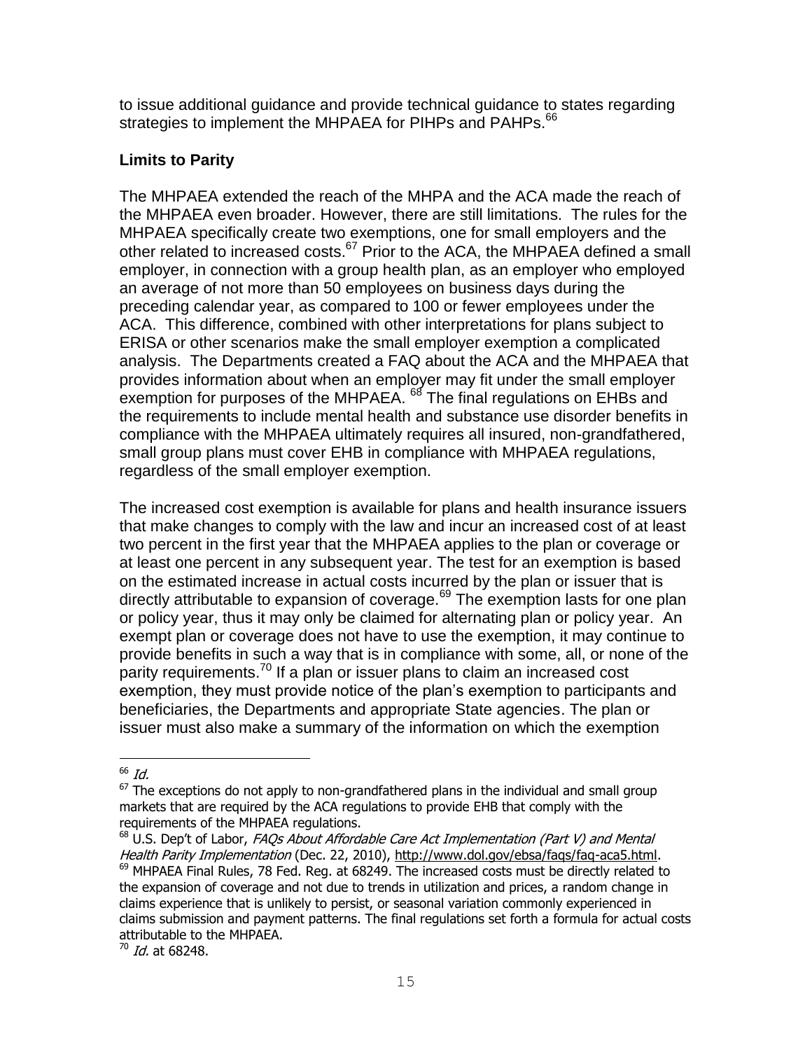to issue additional guidance and provide technical guidance to states regarding strategies to implement the MHPAEA for PIHPs and PAHPs.[66]

## Limits to Parity

The MHPAEA extended the reach of the MHPA and the ACA made the reach of the MHPAEA even broader. However, there are still limitations. The rules for the MHPAEA specifically create two exemptions, one for small employers and the other related to increased costs.[67] Prior to the ACA, the MHPAEA defined a small employer, in connection with a group health plan, as an employer who employed an average of not more than 50 employees on business days during the preceding calendar year, as compared to 100 or fewer employees under the ACA. This difference, combined with other interpretations for plans subject to ERISA or other scenarios make the small employer exemption a complicated analysis. The Departments created a FAQ about the ACA and the MHPAEA that provides information about when an employer may fit under the small employer exemption for purposes of the MHPAEA. [68] The final regulations on EHBs and the requirements to include mental health and substance use disorder benefits in compliance with the MHPAEA ultimately requires all insured, non-grandfathered, small group plans must cover EHB in compliance with MHPAEA regulations, regardless of the small employer exemption.

The increased cost exemption is available for plans and health insurance issuers that make changes to comply with the law and incur an increased cost of at least two percent in the first year that the MHPAEA applies to the plan or coverage or at least one percent in any subsequent year. The test for an exemption is based on the estimated increase in actual costs incurred by the plan or issuer that is directly attributable to expansion of coverage.[69] The exemption lasts for one plan or policy year, thus it may only be claimed for alternating plan or policy year. An exempt plan or coverage does not have to use the exemption, it may continue to provide benefits in such a way that is in compliance with some, all, or none of the parity requirements.[70] If a plan or issuer plans to claim an increased cost exemption, they must provide notice of the plan's exemption to participants and beneficiaries, the Departments and appropriate State agencies. The plan or issuer must also make a summary of the information on which the exemption

---

[66] *Id.*

[67] The exceptions do not apply to non-grandfathered plans in the individual and small group markets that are required by the ACA regulations to provide EHB that comply with the requirements of the MHPAEA regulations.

[68] U.S. Dep't of Labor, *FAQs About Affordable Care Act Implementation (Part V) and Mental Health Parity Implementation* (Dec. 22, 2010), http://www.dol.gov/ebsa/faqs/faq-aca5.html.

[69] MHPAEA Final Rules, 78 Fed. Reg. at 68249. The increased costs must be directly related to the expansion of coverage and not due to trends in utilization and prices, a random change in claims experience that is unlikely to persist, or seasonal variation commonly experienced in claims submission and payment patterns. The final regulations set forth a formula for actual costs attributable to the MHPAEA.

[70] *Id.* at 68248.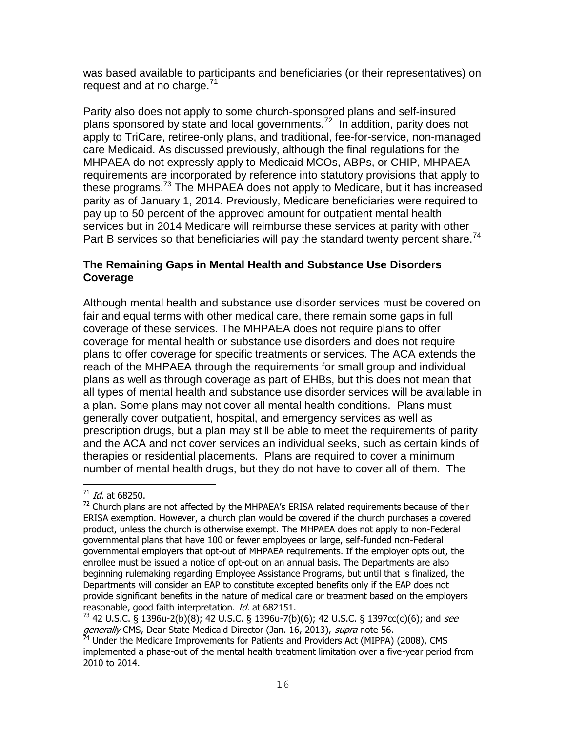was based available to participants and beneficiaries (or their representatives) on request and at no charge.[71]

Parity also does not apply to some church-sponsored plans and self-insured plans sponsored by state and local governments.[72] In addition, parity does not apply to TriCare, retiree-only plans, and traditional, fee-for-service, non-managed care Medicaid. As discussed previously, although the final regulations for the MHPAEA do not expressly apply to Medicaid MCOs, ABPs, or CHIP, MHPAEA requirements are incorporated by reference into statutory provisions that apply to these programs.[73] The MHPAEA does not apply to Medicare, but it has increased parity as of January 1, 2014. Previously, Medicare beneficiaries were required to pay up to 50 percent of the approved amount for outpatient mental health services but in 2014 Medicare will reimburse these services at parity with other Part B services so that beneficiaries will pay the standard twenty percent share.[74]

### The Remaining Gaps in Mental Health and Substance Use Disorders Coverage

Although mental health and substance use disorder services must be covered on fair and equal terms with other medical care, there remain some gaps in full coverage of these services. The MHPAEA does not require plans to offer coverage for mental health or substance use disorders and does not require plans to offer coverage for specific treatments or services. The ACA extends the reach of the MHPAEA through the requirements for small group and individual plans as well as through coverage as part of EHBs, but this does not mean that all types of mental health and substance use disorder services will be available in a plan. Some plans may not cover all mental health conditions. Plans must generally cover outpatient, hospital, and emergency services as well as prescription drugs, but a plan may still be able to meet the requirements of parity and the ACA and not cover services an individual seeks, such as certain kinds of therapies or residential placements. Plans are required to cover a minimum number of mental health drugs, but they do not have to cover all of them. The

---

[71] *Id.* at 68250.

[72] Church plans are not affected by the MHPAEA's ERISA related requirements because of their ERISA exemption. However, a church plan would be covered if the church purchases a covered product, unless the church is otherwise exempt. The MHPAEA does not apply to non-Federal governmental plans that have 100 or fewer employees or large, self-funded non-Federal governmental employers that opt-out of MHPAEA requirements. If the employer opts out, the enrollee must be issued a notice of opt-out on an annual basis. The Departments are also beginning rulemaking regarding Employee Assistance Programs, but until that is finalized, the Departments will consider an EAP to constitute excepted benefits only if the EAP does not provide significant benefits in the nature of medical care or treatment based on the employers reasonable, good faith interpretation. *Id.* at 682151.

[73] 42 U.S.C. § 1396u-2(b)(8); 42 U.S.C. § 1396u-7(b)(6); 42 U.S.C. § 1397cc(c)(6); and *see generally* CMS, Dear State Medicaid Director (Jan. 16, 2013), *supra* note 56.

[74] Under the Medicare Improvements for Patients and Providers Act (MIPPA) (2008), CMS implemented a phase-out of the mental health treatment limitation over a five-year period from 2010 to 2014.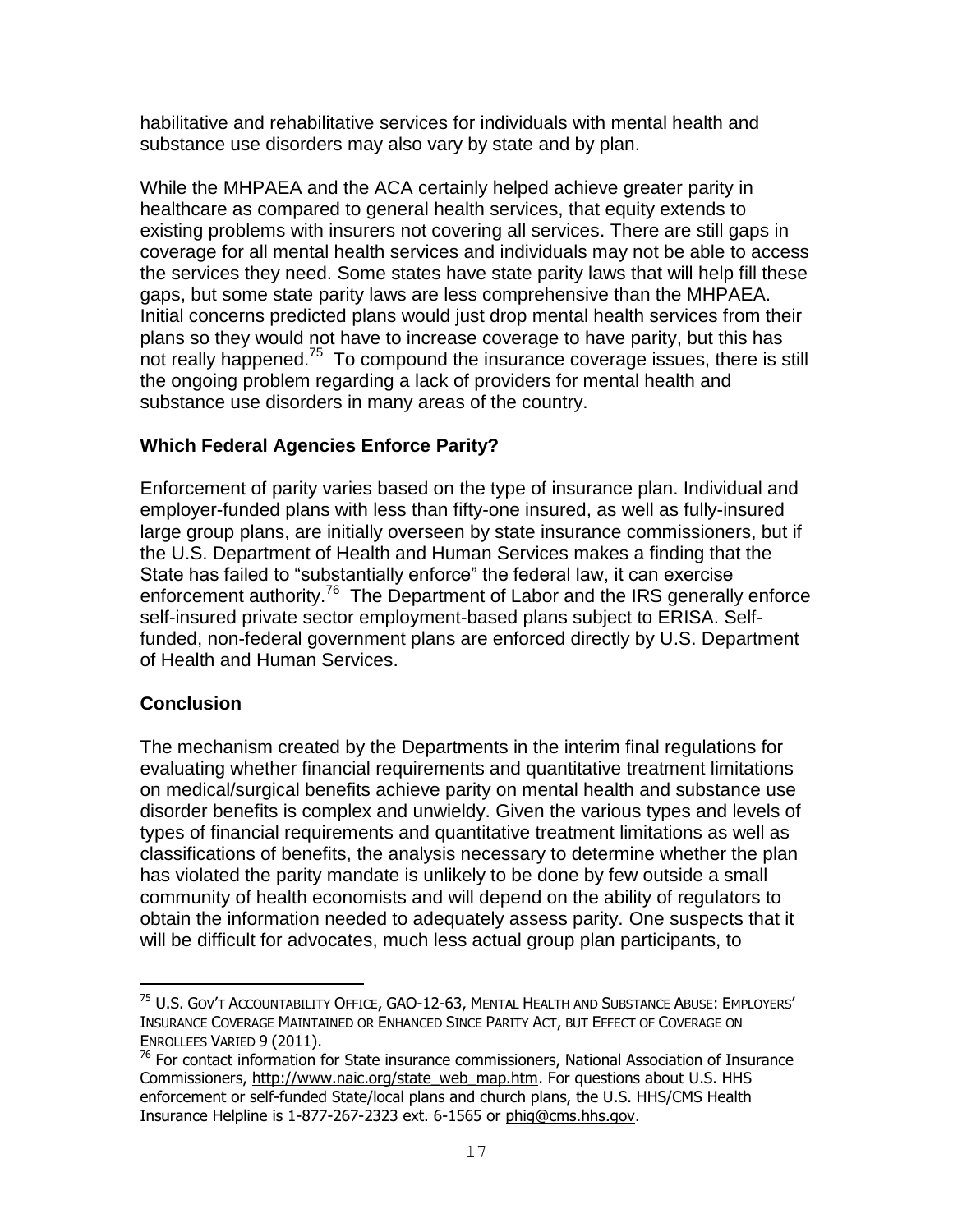habilitative and rehabilitative services for individuals with mental health and substance use disorders may also vary by state and by plan.

While the MHPAEA and the ACA certainly helped achieve greater parity in healthcare as compared to general health services, that equity extends to existing problems with insurers not covering all services. There are still gaps in coverage for all mental health services and individuals may not be able to access the services they need. Some states have state parity laws that will help fill these gaps, but some state parity laws are less comprehensive than the MHPAEA. Initial concerns predicted plans would just drop mental health services from their plans so they would not have to increase coverage to have parity, but this has not really happened.[75] To compound the insurance coverage issues, there is still the ongoing problem regarding a lack of providers for mental health and substance use disorders in many areas of the country.

### Which Federal Agencies Enforce Parity?

Enforcement of parity varies based on the type of insurance plan. Individual and employer-funded plans with less than fifty-one insured, as well as fully-insured large group plans, are initially overseen by state insurance commissioners, but if the U.S. Department of Health and Human Services makes a finding that the State has failed to "substantially enforce" the federal law, it can exercise enforcement authority.[76] The Department of Labor and the IRS generally enforce self-insured private sector employment-based plans subject to ERISA. Self-funded, non-federal government plans are enforced directly by U.S. Department of Health and Human Services.

### Conclusion

The mechanism created by the Departments in the interim final regulations for evaluating whether financial requirements and quantitative treatment limitations on medical/surgical benefits achieve parity on mental health and substance use disorder benefits is complex and unwieldy. Given the various types and levels of types of financial requirements and quantitative treatment limitations as well as classifications of benefits, the analysis necessary to determine whether the plan has violated the parity mandate is unlikely to be done by few outside a small community of health economists and will depend on the ability of regulators to obtain the information needed to adequately assess parity. One suspects that it will be difficult for advocates, much less actual group plan participants, to

---

[75] U.S. GOV'T ACCOUNTABILITY OFFICE, GAO-12-63, MENTAL HEALTH AND SUBSTANCE ABUSE: EMPLOYERS' INSURANCE COVERAGE MAINTAINED OR ENHANCED SINCE PARITY ACT, BUT EFFECT OF COVERAGE ON ENROLLEES VARIED 9 (2011).

[76] For contact information for State insurance commissioners, National Association of Insurance Commissioners, http://www.naic.org/state_web_map.htm. For questions about U.S. HHS enforcement or self-funded State/local plans and church plans, the U.S. HHS/CMS Health Insurance Helpline is 1-877-267-2323 ext. 6-1565 or phig@cms.hhs.gov.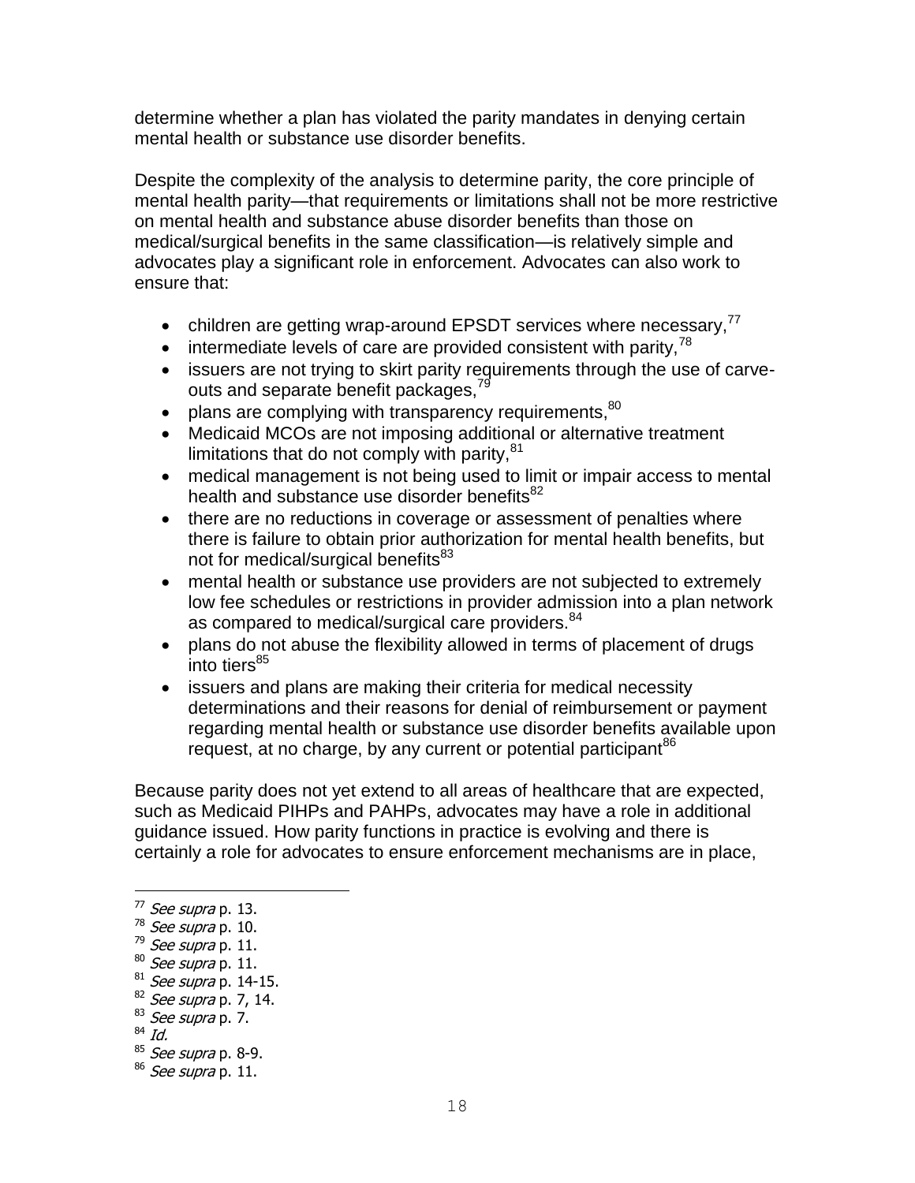determine whether a plan has violated the parity mandates in denying certain mental health or substance use disorder benefits.

Despite the complexity of the analysis to determine parity, the core principle of mental health parity—that requirements or limitations shall not be more restrictive on mental health and substance abuse disorder benefits than those on medical/surgical benefits in the same classification—is relatively simple and advocates play a significant role in enforcement. Advocates can also work to ensure that:

- children are getting wrap-around EPSDT services where necessary,[77]
- intermediate levels of care are provided consistent with parity,[78]
- issuers are not trying to skirt parity requirements through the use of carve-outs and separate benefit packages,[79]
- plans are complying with transparency requirements,[80]
- Medicaid MCOs are not imposing additional or alternative treatment limitations that do not comply with parity,[81]
- medical management is not being used to limit or impair access to mental health and substance use disorder benefits[82]
- there are no reductions in coverage or assessment of penalties where there is failure to obtain prior authorization for mental health benefits, but not for medical/surgical benefits[83]
- mental health or substance use providers are not subjected to extremely low fee schedules or restrictions in provider admission into a plan network as compared to medical/surgical care providers.[84]
- plans do not abuse the flexibility allowed in terms of placement of drugs into tiers[85]
- issuers and plans are making their criteria for medical necessity determinations and their reasons for denial of reimbursement or payment regarding mental health or substance use disorder benefits available upon request, at no charge, by any current or potential participant[86]

Because parity does not yet extend to all areas of healthcare that are expected, such as Medicaid PIHPs and PAHPs, advocates may have a role in additional guidance issued. How parity functions in practice is evolving and there is certainly a role for advocates to ensure enforcement mechanisms are in place,

---

[77] *See supra* p. 13.
[78] *See supra* p. 10.
[79] *See supra* p. 11.
[80] *See supra* p. 11.
[81] *See supra* p. 14-15.
[82] *See supra* p. 7, 14.
[83] *See supra* p. 7.
[84] *Id.*
[85] *See supra* p. 8-9.
[86] *See supra* p. 11.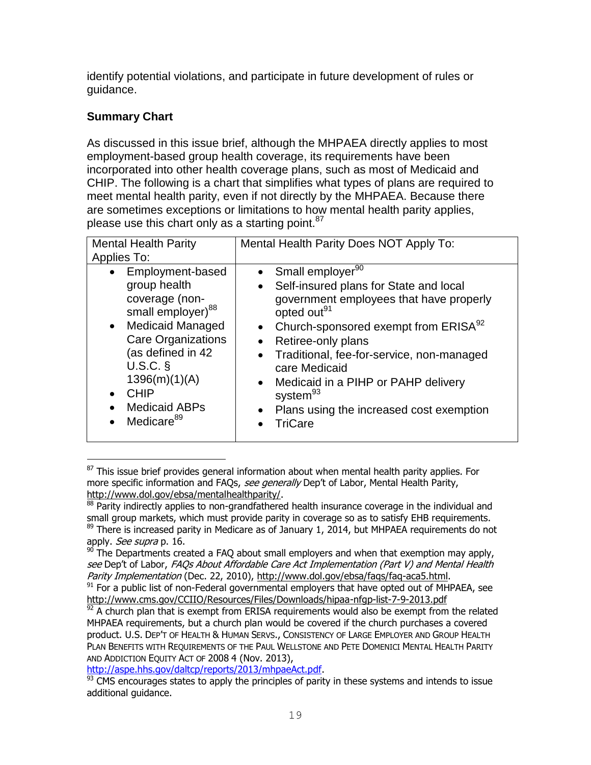identify potential violations, and participate in future development of rules or guidance.

**Summary Chart**

As discussed in this issue brief, although the MHPAEA directly applies to most employment-based group health coverage, its requirements have been incorporated into other health coverage plans, such as most of Medicaid and CHIP. The following is a chart that simplifies what types of plans are required to meet mental health parity, even if not directly by the MHPAEA. Because there are sometimes exceptions or limitations to how mental health parity applies, please use this chart only as a starting point.[87]

| Mental Health Parity Applies To: | Mental Health Parity Does NOT Apply To: |
|---|---|
| • Employment-based group health coverage (non-small employer)[88]<br>• Medicaid Managed Care Organizations (as defined in 42 U.S.C. § 1396(m)(1)(A)<br>• CHIP<br>• Medicaid ABPs<br>• Medicare[89] | • Small employer[90]<br>• Self-insured plans for State and local government employees that have properly opted out[91]<br>• Church-sponsored exempt from ERISA[92]<br>• Retiree-only plans<br>• Traditional, fee-for-service, non-managed care Medicaid<br>• Medicaid in a PIHP or PAHP delivery system[93]<br>• Plans using the increased cost exemption<br>• TriCare |

---

[87] This issue brief provides general information about when mental health parity applies. For more specific information and FAQs, *see generally* Dep't of Labor, Mental Health Parity, http://www.dol.gov/ebsa/mentalhealthparity/.

[88] Parity indirectly applies to non-grandfathered health insurance coverage in the individual and small group markets, which must provide parity in coverage so as to satisfy EHB requirements.

[89] There is increased parity in Medicare as of January 1, 2014, but MHPAEA requirements do not apply. *See supra* p. 16.

[90] The Departments created a FAQ about small employers and when that exemption may apply, *see* Dep't of Labor, *FAQs About Affordable Care Act Implementation (Part V) and Mental Health Parity Implementation* (Dec. 22, 2010), http://www.dol.gov/ebsa/faqs/faq-aca5.html.

[91] For a public list of non-Federal governmental employers that have opted out of MHPAEA, see http://www.cms.gov/CCIIO/Resources/Files/Downloads/hipaa-nfgp-list-7-9-2013.pdf

[92] A church plan that is exempt from ERISA requirements would also be exempt from the related MHPAEA requirements, but a church plan would be covered if the church purchases a covered product. U.S. Dep't of Health & Human Servs., Consistency of Large Employer and Group Health Plan Benefits with Requirements of the Paul Wellstone and Pete Domenici Mental Health Parity and Addiction Equity Act of 2008 4 (Nov. 2013), http://aspe.hhs.gov/daltcp/reports/2013/mhpaeAct.pdf.

[93] CMS encourages states to apply the principles of parity in these systems and intends to issue additional guidance.